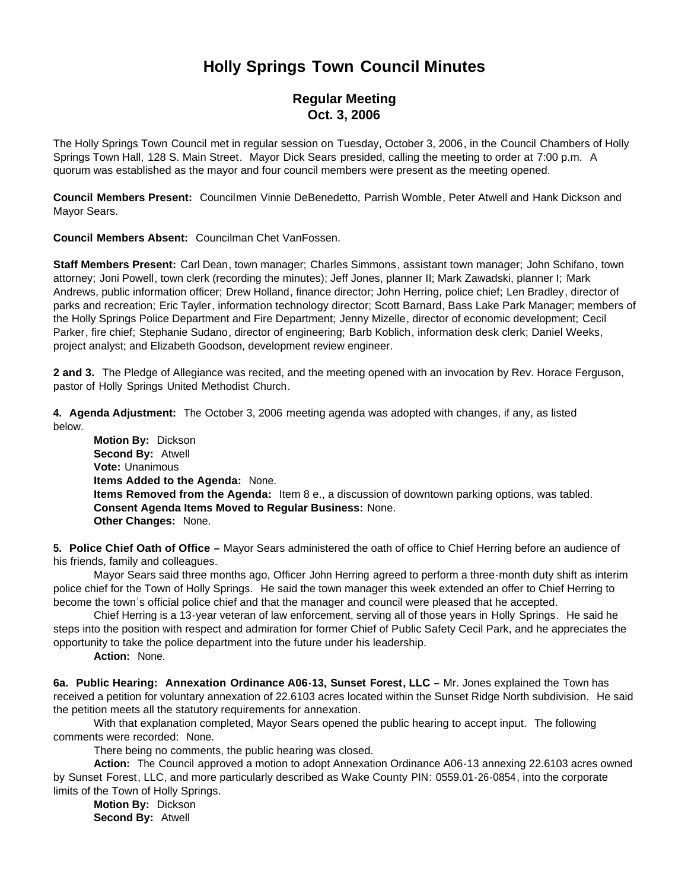# Holly Springs Town Council Minutes

## Regular Meeting
## Oct. 3, 2006

The Holly Springs Town Council met in regular session on Tuesday, October 3, 2006, in the Council Chambers of Holly Springs Town Hall, 128 S. Main Street. Mayor Dick Sears presided, calling the meeting to order at 7:00 p.m. A quorum was established as the mayor and four council members were present as the meeting opened.

**Council Members Present:** Councilmen Vinnie DeBenedetto, Parrish Womble, Peter Atwell and Hank Dickson and Mayor Sears.

**Council Members Absent:** Councilman Chet VanFossen.

**Staff Members Present:** Carl Dean, town manager; Charles Simmons, assistant town manager; John Schifano, town attorney; Joni Powell, town clerk (recording the minutes); Jeff Jones, planner II; Mark Zawadski, planner I; Mark Andrews, public information officer; Drew Holland, finance director; John Herring, police chief; Len Bradley, director of parks and recreation; Eric Tayler, information technology director; Scott Barnard, Bass Lake Park Manager; members of the Holly Springs Police Department and Fire Department; Jenny Mizelle, director of economic development; Cecil Parker, fire chief; Stephanie Sudano, director of engineering; Barb Koblich, information desk clerk; Daniel Weeks, project analyst; and Elizabeth Goodson, development review engineer.

**2 and 3.** The Pledge of Allegiance was recited, and the meeting opened with an invocation by Rev. Horace Ferguson, pastor of Holly Springs United Methodist Church.

**4. Agenda Adjustment:** The October 3, 2006 meeting agenda was adopted with changes, if any, as listed below.

**Motion By:** Dickson
**Second By:** Atwell
**Vote:** Unanimous
**Items Added to the Agenda:** None.
**Items Removed from the Agenda:** Item 8 e., a discussion of downtown parking options, was tabled.
**Consent Agenda Items Moved to Regular Business:** None.
**Other Changes:** None.

**5. Police Chief Oath of Office –** Mayor Sears administered the oath of office to Chief Herring before an audience of his friends, family and colleagues.

Mayor Sears said three months ago, Officer John Herring agreed to perform a three-month duty shift as interim police chief for the Town of Holly Springs. He said the town manager this week extended an offer to Chief Herring to become the town's official police chief and that the manager and council were pleased that he accepted.

Chief Herring is a 13-year veteran of law enforcement, serving all of those years in Holly Springs. He said he steps into the position with respect and admiration for former Chief of Public Safety Cecil Park, and he appreciates the opportunity to take the police department into the future under his leadership.

**Action:** None.

**6a. Public Hearing: Annexation Ordinance A06-13, Sunset Forest, LLC –** Mr. Jones explained the Town has received a petition for voluntary annexation of 22.6103 acres located within the Sunset Ridge North subdivision. He said the petition meets all the statutory requirements for annexation.

With that explanation completed, Mayor Sears opened the public hearing to accept input. The following comments were recorded: None.

There being no comments, the public hearing was closed.

**Action:** The Council approved a motion to adopt Annexation Ordinance A06-13 annexing 22.6103 acres owned by Sunset Forest, LLC, and more particularly described as Wake County PIN: 0559.01-26-0854, into the corporate limits of the Town of Holly Springs.

**Motion By:** Dickson
**Second By:** Atwell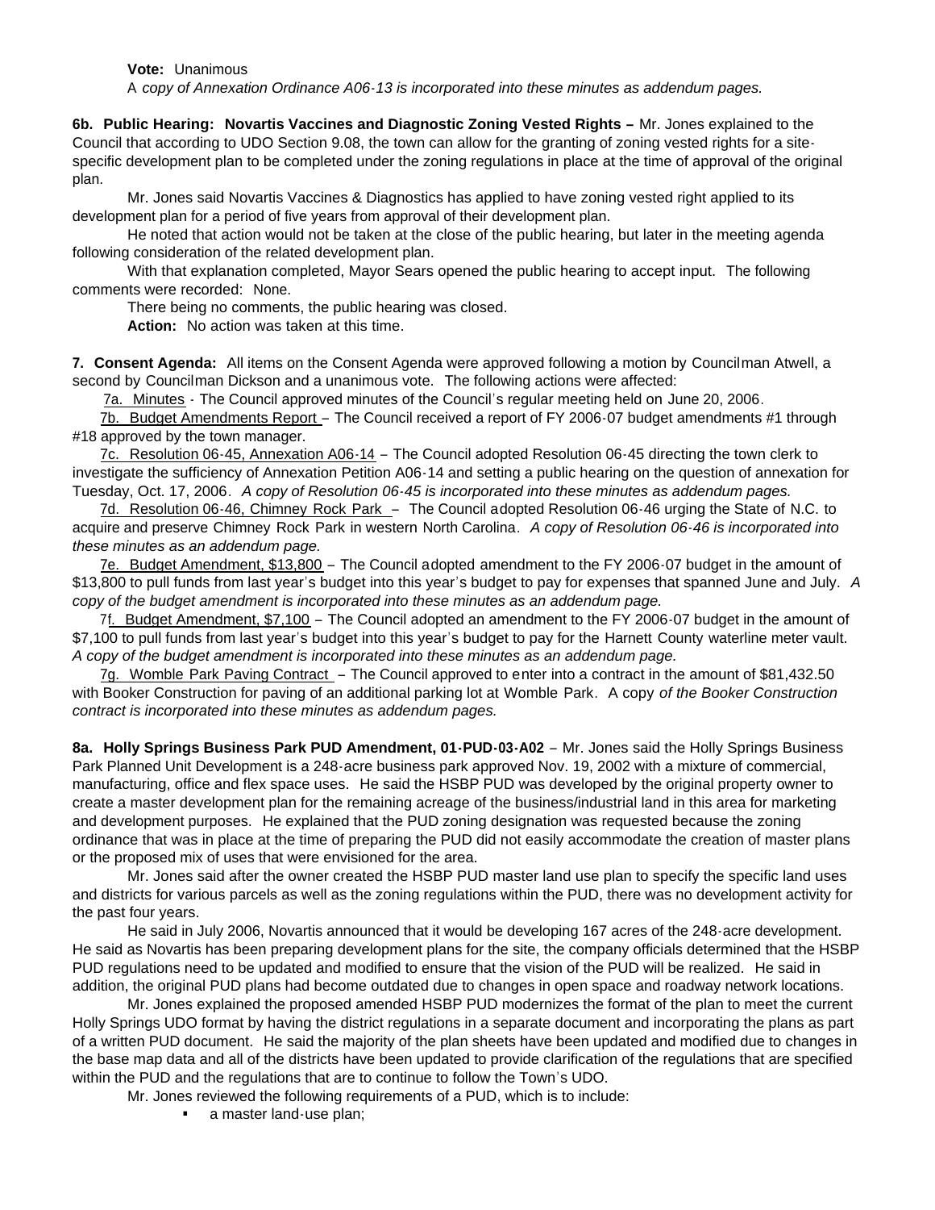**Vote:** Unanimous

A *copy of Annexation Ordinance A06-13 is incorporated into these minutes as addendum pages.*

**6b. Public Hearing: Novartis Vaccines and Diagnostic Zoning Vested Rights –** Mr. Jones explained to the Council that according to UDO Section 9.08, the town can allow for the granting of zoning vested rights for a site-specific development plan to be completed under the zoning regulations in place at the time of approval of the original plan.

Mr. Jones said Novartis Vaccines & Diagnostics has applied to have zoning vested right applied to its development plan for a period of five years from approval of their development plan.

He noted that action would not be taken at the close of the public hearing, but later in the meeting agenda following consideration of the related development plan.

With that explanation completed, Mayor Sears opened the public hearing to accept input. The following comments were recorded: None.

There being no comments, the public hearing was closed.

**Action:** No action was taken at this time.

**7. Consent Agenda:** All items on the Consent Agenda were approved following a motion by Councilman Atwell, a second by Councilman Dickson and a unanimous vote. The following actions were affected:

7a. Minutes - The Council approved minutes of the Council's regular meeting held on June 20, 2006.

7b. Budget Amendments Report – The Council received a report of FY 2006-07 budget amendments #1 through #18 approved by the town manager.

7c. Resolution 06-45, Annexation A06-14 – The Council adopted Resolution 06-45 directing the town clerk to investigate the sufficiency of Annexation Petition A06-14 and setting a public hearing on the question of annexation for Tuesday, Oct. 17, 2006. *A copy of Resolution 06-45 is incorporated into these minutes as addendum pages.*

7d. Resolution 06-46, Chimney Rock Park – The Council adopted Resolution 06-46 urging the State of N.C. to acquire and preserve Chimney Rock Park in western North Carolina. *A copy of Resolution 06-46 is incorporated into these minutes as an addendum page.*

7e. Budget Amendment, $13,800 – The Council adopted amendment to the FY 2006-07 budget in the amount of $13,800 to pull funds from last year's budget into this year's budget to pay for expenses that spanned June and July. *A copy of the budget amendment is incorporated into these minutes as an addendum page.*

7f. Budget Amendment, $7,100 – The Council adopted an amendment to the FY 2006-07 budget in the amount of $7,100 to pull funds from last year's budget into this year's budget to pay for the Harnett County waterline meter vault. *A copy of the budget amendment is incorporated into these minutes as an addendum page.*

7g. Womble Park Paving Contract – The Council approved to enter into a contract in the amount of $81,432.50 with Booker Construction for paving of an additional parking lot at Womble Park. A copy *of the Booker Construction contract is incorporated into these minutes as addendum pages.*

**8a. Holly Springs Business Park PUD Amendment, 01-PUD-03-A02** – Mr. Jones said the Holly Springs Business Park Planned Unit Development is a 248-acre business park approved Nov. 19, 2002 with a mixture of commercial, manufacturing, office and flex space uses. He said the HSBP PUD was developed by the original property owner to create a master development plan for the remaining acreage of the business/industrial land in this area for marketing and development purposes. He explained that the PUD zoning designation was requested because the zoning ordinance that was in place at the time of preparing the PUD did not easily accommodate the creation of master plans or the proposed mix of uses that were envisioned for the area.

Mr. Jones said after the owner created the HSBP PUD master land use plan to specify the specific land uses and districts for various parcels as well as the zoning regulations within the PUD, there was no development activity for the past four years.

He said in July 2006, Novartis announced that it would be developing 167 acres of the 248-acre development. He said as Novartis has been preparing development plans for the site, the company officials determined that the HSBP PUD regulations need to be updated and modified to ensure that the vision of the PUD will be realized. He said in addition, the original PUD plans had become outdated due to changes in open space and roadway network locations.

Mr. Jones explained the proposed amended HSBP PUD modernizes the format of the plan to meet the current Holly Springs UDO format by having the district regulations in a separate document and incorporating the plans as part of a written PUD document. He said the majority of the plan sheets have been updated and modified due to changes in the base map data and all of the districts have been updated to provide clarification of the regulations that are specified within the PUD and the regulations that are to continue to follow the Town's UDO.

Mr. Jones reviewed the following requirements of a PUD, which is to include:

- a master land-use plan;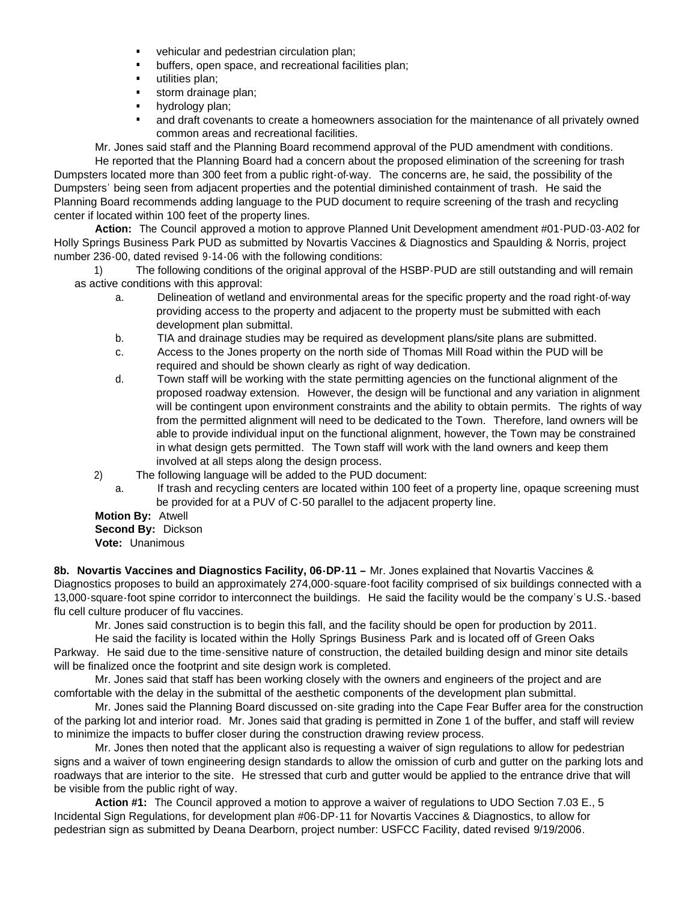- vehicular and pedestrian circulation plan;
- buffers, open space, and recreational facilities plan;
- utilities plan;
- storm drainage plan;
- hydrology plan;
- and draft covenants to create a homeowners association for the maintenance of all privately owned common areas and recreational facilities.

Mr. Jones said staff and the Planning Board recommend approval of the PUD amendment with conditions.

He reported that the Planning Board had a concern about the proposed elimination of the screening for trash Dumpsters located more than 300 feet from a public right-of-way. The concerns are, he said, the possibility of the Dumpsters' being seen from adjacent properties and the potential diminished containment of trash. He said the Planning Board recommends adding language to the PUD document to require screening of the trash and recycling center if located within 100 feet of the property lines.

**Action:** The Council approved a motion to approve Planned Unit Development amendment #01-PUD-03-A02 for Holly Springs Business Park PUD as submitted by Novartis Vaccines & Diagnostics and Spaulding & Norris, project number 236-00, dated revised 9-14-06 with the following conditions:

1) The following conditions of the original approval of the HSBP-PUD are still outstanding and will remain as active conditions with this approval:
   a. Delineation of wetland and environmental areas for the specific property and the road right-of-way providing access to the property and adjacent to the property must be submitted with each development plan submittal.
   b. TIA and drainage studies may be required as development plans/site plans are submitted.
   c. Access to the Jones property on the north side of Thomas Mill Road within the PUD will be required and should be shown clearly as right of way dedication.
   d. Town staff will be working with the state permitting agencies on the functional alignment of the proposed roadway extension. However, the design will be functional and any variation in alignment will be contingent upon environment constraints and the ability to obtain permits. The rights of way from the permitted alignment will need to be dedicated to the Town. Therefore, land owners will be able to provide individual input on the functional alignment, however, the Town may be constrained in what design gets permitted. The Town staff will work with the land owners and keep them involved at all steps along the design process.
2) The following language will be added to the PUD document:
   a. If trash and recycling centers are located within 100 feet of a property line, opaque screening must be provided for at a PUV of C-50 parallel to the adjacent property line.

**Motion By:** Atwell
**Second By:** Dickson
**Vote:** Unanimous

**8b. Novartis Vaccines and Diagnostics Facility, 06-DP-11 –** Mr. Jones explained that Novartis Vaccines & Diagnostics proposes to build an approximately 274,000-square-foot facility comprised of six buildings connected with a 13,000-square-foot spine corridor to interconnect the buildings. He said the facility would be the company's U.S.-based flu cell culture producer of flu vaccines.

Mr. Jones said construction is to begin this fall, and the facility should be open for production by 2011.

He said the facility is located within the Holly Springs Business Park and is located off of Green Oaks Parkway. He said due to the time-sensitive nature of construction, the detailed building design and minor site details will be finalized once the footprint and site design work is completed.

Mr. Jones said that staff has been working closely with the owners and engineers of the project and are comfortable with the delay in the submittal of the aesthetic components of the development plan submittal.

Mr. Jones said the Planning Board discussed on-site grading into the Cape Fear Buffer area for the construction of the parking lot and interior road. Mr. Jones said that grading is permitted in Zone 1 of the buffer, and staff will review to minimize the impacts to buffer closer during the construction drawing review process.

Mr. Jones then noted that the applicant also is requesting a waiver of sign regulations to allow for pedestrian signs and a waiver of town engineering design standards to allow the omission of curb and gutter on the parking lots and roadways that are interior to the site. He stressed that curb and gutter would be applied to the entrance drive that will be visible from the public right of way.

**Action #1:** The Council approved a motion to approve a waiver of regulations to UDO Section 7.03 E., 5 Incidental Sign Regulations, for development plan #06-DP-11 for Novartis Vaccines & Diagnostics, to allow for pedestrian sign as submitted by Deana Dearborn, project number: USFCC Facility, dated revised 9/19/2006.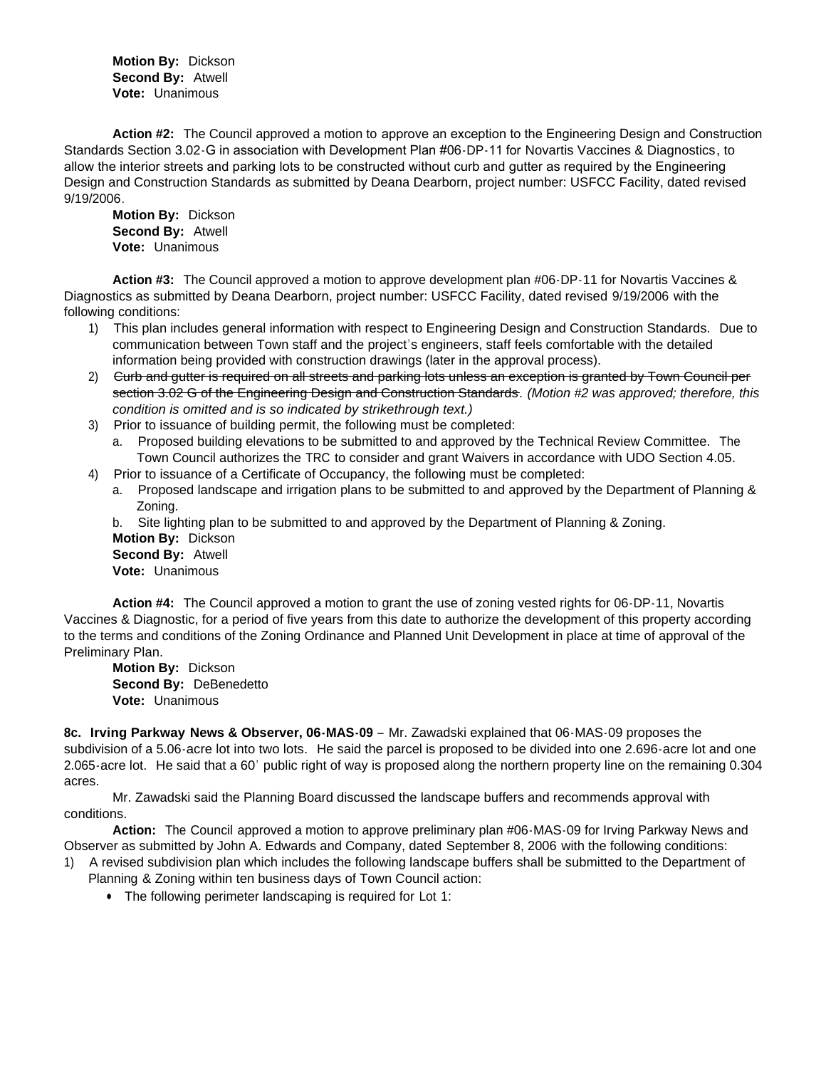**Motion By:** Dickson
**Second By:** Atwell
**Vote:** Unanimous

**Action #2:** The Council approved a motion to approve an exception to the Engineering Design and Construction Standards Section 3.02-G in association with Development Plan #06-DP-11 for Novartis Vaccines & Diagnostics, to allow the interior streets and parking lots to be constructed without curb and gutter as required by the Engineering Design and Construction Standards as submitted by Deana Dearborn, project number: USFCC Facility, dated revised 9/19/2006.

**Motion By:** Dickson
**Second By:** Atwell
**Vote:** Unanimous

**Action #3:** The Council approved a motion to approve development plan #06-DP-11 for Novartis Vaccines & Diagnostics as submitted by Deana Dearborn, project number: USFCC Facility, dated revised 9/19/2006 with the following conditions:

1) This plan includes general information with respect to Engineering Design and Construction Standards. Due to communication between Town staff and the project's engineers, staff feels comfortable with the detailed information being provided with construction drawings (later in the approval process).
2) ~~Curb and gutter is required on all streets and parking lots unless an exception is granted by Town Council per section 3.02 G of the Engineering Design and Construction Standards~~. *(Motion #2 was approved; therefore, this condition is omitted and is so indicated by strikethrough text.)*
3) Prior to issuance of building permit, the following must be completed:
   a. Proposed building elevations to be submitted to and approved by the Technical Review Committee. The Town Council authorizes the TRC to consider and grant Waivers in accordance with UDO Section 4.05.
4) Prior to issuance of a Certificate of Occupancy, the following must be completed:
   a. Proposed landscape and irrigation plans to be submitted to and approved by the Department of Planning & Zoning.
   b. Site lighting plan to be submitted to and approved by the Department of Planning & Zoning.

**Motion By:** Dickson
**Second By:** Atwell
**Vote:** Unanimous

**Action #4:** The Council approved a motion to grant the use of zoning vested rights for 06-DP-11, Novartis Vaccines & Diagnostic, for a period of five years from this date to authorize the development of this property according to the terms and conditions of the Zoning Ordinance and Planned Unit Development in place at time of approval of the Preliminary Plan.

**Motion By:** Dickson
**Second By:** DeBenedetto
**Vote:** Unanimous

**8c. Irving Parkway News & Observer, 06-MAS-09** – Mr. Zawadski explained that 06-MAS-09 proposes the subdivision of a 5.06-acre lot into two lots. He said the parcel is proposed to be divided into one 2.696-acre lot and one 2.065-acre lot. He said that a 60' public right of way is proposed along the northern property line on the remaining 0.304 acres.

Mr. Zawadski said the Planning Board discussed the landscape buffers and recommends approval with conditions.

**Action:** The Council approved a motion to approve preliminary plan #06-MAS-09 for Irving Parkway News and Observer as submitted by John A. Edwards and Company, dated September 8, 2006 with the following conditions:

1) A revised subdivision plan which includes the following landscape buffers shall be submitted to the Department of Planning & Zoning within ten business days of Town Council action:
   - The following perimeter landscaping is required for Lot 1: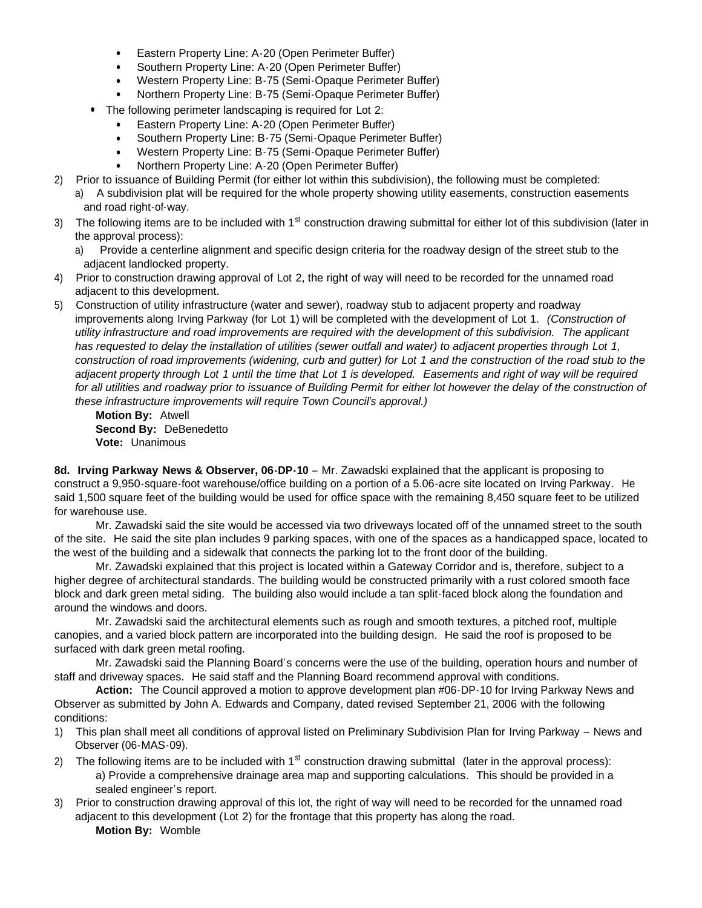- Eastern Property Line: A-20 (Open Perimeter Buffer)
  - Southern Property Line: A-20 (Open Perimeter Buffer)
  - Western Property Line: B-75 (Semi-Opaque Perimeter Buffer)
  - Northern Property Line: B-75 (Semi-Opaque Perimeter Buffer)
- The following perimeter landscaping is required for Lot 2:
  - Eastern Property Line: A-20 (Open Perimeter Buffer)
  - Southern Property Line: B-75 (Semi-Opaque Perimeter Buffer)
  - Western Property Line: B-75 (Semi-Opaque Perimeter Buffer)
  - Northern Property Line: A-20 (Open Perimeter Buffer)

2) Prior to issuance of Building Permit (for either lot within this subdivision), the following must be completed:
   a) A subdivision plat will be required for the whole property showing utility easements, construction easements and road right-of-way.
3) The following items are to be included with 1st construction drawing submittal for either lot of this subdivision (later in the approval process):
   a) Provide a centerline alignment and specific design criteria for the roadway design of the street stub to the adjacent landlocked property.
4) Prior to construction drawing approval of Lot 2, the right of way will need to be recorded for the unnamed road adjacent to this development.
5) Construction of utility infrastructure (water and sewer), roadway stub to adjacent property and roadway improvements along Irving Parkway (for Lot 1) will be completed with the development of Lot 1. *(Construction of utility infrastructure and road improvements are required with the development of this subdivision. The applicant has requested to delay the installation of utilities (sewer outfall and water) to adjacent properties through Lot 1, construction of road improvements (widening, curb and gutter) for Lot 1 and the construction of the road stub to the adjacent property through Lot 1 until the time that Lot 1 is developed. Easements and right of way will be required for all utilities and roadway prior to issuance of Building Permit for either lot however the delay of the construction of these infrastructure improvements will require Town Council's approval.)*

   **Motion By:** Atwell
   **Second By:** DeBenedetto
   **Vote:** Unanimous

**8d. Irving Parkway News & Observer, 06-DP-10** – Mr. Zawadski explained that the applicant is proposing to construct a 9,950-square-foot warehouse/office building on a portion of a 5.06-acre site located on Irving Parkway. He said 1,500 square feet of the building would be used for office space with the remaining 8,450 square feet to be utilized for warehouse use.

Mr. Zawadski said the site would be accessed via two driveways located off of the unnamed street to the south of the site. He said the site plan includes 9 parking spaces, with one of the spaces as a handicapped space, located to the west of the building and a sidewalk that connects the parking lot to the front door of the building.

Mr. Zawadski explained that this project is located within a Gateway Corridor and is, therefore, subject to a higher degree of architectural standards. The building would be constructed primarily with a rust colored smooth face block and dark green metal siding. The building also would include a tan split-faced block along the foundation and around the windows and doors.

Mr. Zawadski said the architectural elements such as rough and smooth textures, a pitched roof, multiple canopies, and a varied block pattern are incorporated into the building design. He said the roof is proposed to be surfaced with dark green metal roofing.

Mr. Zawadski said the Planning Board's concerns were the use of the building, operation hours and number of staff and driveway spaces. He said staff and the Planning Board recommend approval with conditions.

**Action:** The Council approved a motion to approve development plan #06-DP-10 for Irving Parkway News and Observer as submitted by John A. Edwards and Company, dated revised September 21, 2006 with the following conditions:

1) This plan shall meet all conditions of approval listed on Preliminary Subdivision Plan for Irving Parkway – News and Observer (06-MAS-09).
2) The following items are to be included with 1st construction drawing submittal (later in the approval process):
   a) Provide a comprehensive drainage area map and supporting calculations. This should be provided in a sealed engineer's report.
3) Prior to construction drawing approval of this lot, the right of way will need to be recorded for the unnamed road adjacent to this development (Lot 2) for the frontage that this property has along the road.

   **Motion By:** Womble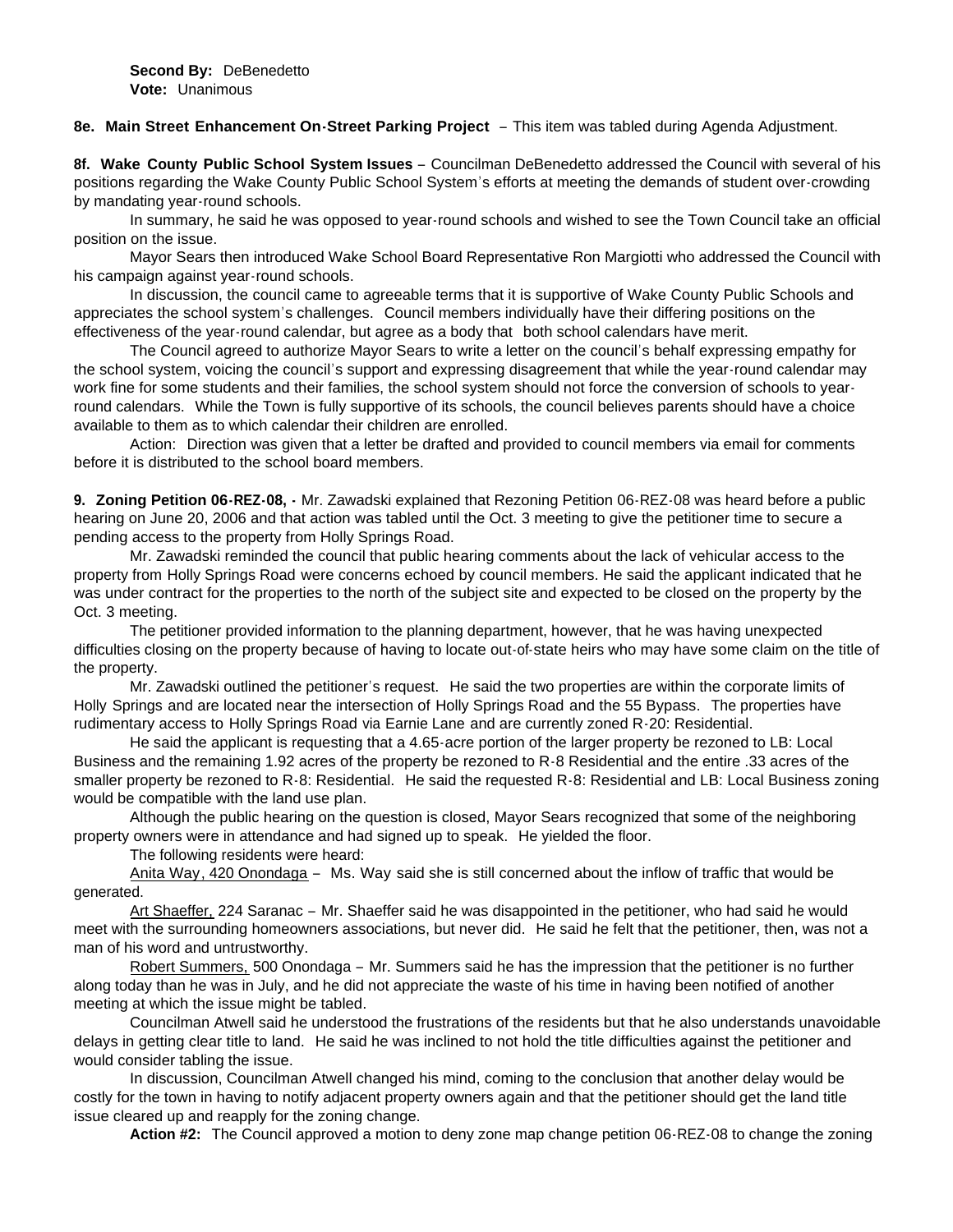**Second By:** DeBenedetto
**Vote:** Unanimous

**8e. Main Street Enhancement On-Street Parking Project** – This item was tabled during Agenda Adjustment.

**8f. Wake County Public School System Issues** – Councilman DeBenedetto addressed the Council with several of his positions regarding the Wake County Public School System's efforts at meeting the demands of student over-crowding by mandating year-round schools.

In summary, he said he was opposed to year-round schools and wished to see the Town Council take an official position on the issue.

Mayor Sears then introduced Wake School Board Representative Ron Margiotti who addressed the Council with his campaign against year-round schools.

In discussion, the council came to agreeable terms that it is supportive of Wake County Public Schools and appreciates the school system's challenges. Council members individually have their differing positions on the effectiveness of the year-round calendar, but agree as a body that both school calendars have merit.

The Council agreed to authorize Mayor Sears to write a letter on the council's behalf expressing empathy for the school system, voicing the council's support and expressing disagreement that while the year-round calendar may work fine for some students and their families, the school system should not force the conversion of schools to year-round calendars. While the Town is fully supportive of its schools, the council believes parents should have a choice available to them as to which calendar their children are enrolled.

Action: Direction was given that a letter be drafted and provided to council members via email for comments before it is distributed to the school board members.

**9. Zoning Petition 06-REZ-08, -** Mr. Zawadski explained that Rezoning Petition 06-REZ-08 was heard before a public hearing on June 20, 2006 and that action was tabled until the Oct. 3 meeting to give the petitioner time to secure a pending access to the property from Holly Springs Road.

Mr. Zawadski reminded the council that public hearing comments about the lack of vehicular access to the property from Holly Springs Road were concerns echoed by council members. He said the applicant indicated that he was under contract for the properties to the north of the subject site and expected to be closed on the property by the Oct. 3 meeting.

The petitioner provided information to the planning department, however, that he was having unexpected difficulties closing on the property because of having to locate out-of-state heirs who may have some claim on the title of the property.

Mr. Zawadski outlined the petitioner's request. He said the two properties are within the corporate limits of Holly Springs and are located near the intersection of Holly Springs Road and the 55 Bypass. The properties have rudimentary access to Holly Springs Road via Earnie Lane and are currently zoned R-20: Residential.

He said the applicant is requesting that a 4.65-acre portion of the larger property be rezoned to LB: Local Business and the remaining 1.92 acres of the property be rezoned to R-8 Residential and the entire .33 acres of the smaller property be rezoned to R-8: Residential. He said the requested R-8: Residential and LB: Local Business zoning would be compatible with the land use plan.

Although the public hearing on the question is closed, Mayor Sears recognized that some of the neighboring property owners were in attendance and had signed up to speak. He yielded the floor.

The following residents were heard:

Anita Way, 420 Onondaga – Ms. Way said she is still concerned about the inflow of traffic that would be generated.

Art Shaeffer, 224 Saranac – Mr. Shaeffer said he was disappointed in the petitioner, who had said he would meet with the surrounding homeowners associations, but never did. He said he felt that the petitioner, then, was not a man of his word and untrustworthy.

Robert Summers, 500 Onondaga – Mr. Summers said he has the impression that the petitioner is no further along today than he was in July, and he did not appreciate the waste of his time in having been notified of another meeting at which the issue might be tabled.

Councilman Atwell said he understood the frustrations of the residents but that he also understands unavoidable delays in getting clear title to land. He said he was inclined to not hold the title difficulties against the petitioner and would consider tabling the issue.

In discussion, Councilman Atwell changed his mind, coming to the conclusion that another delay would be costly for the town in having to notify adjacent property owners again and that the petitioner should get the land title issue cleared up and reapply for the zoning change.

**Action #2:** The Council approved a motion to deny zone map change petition 06-REZ-08 to change the zoning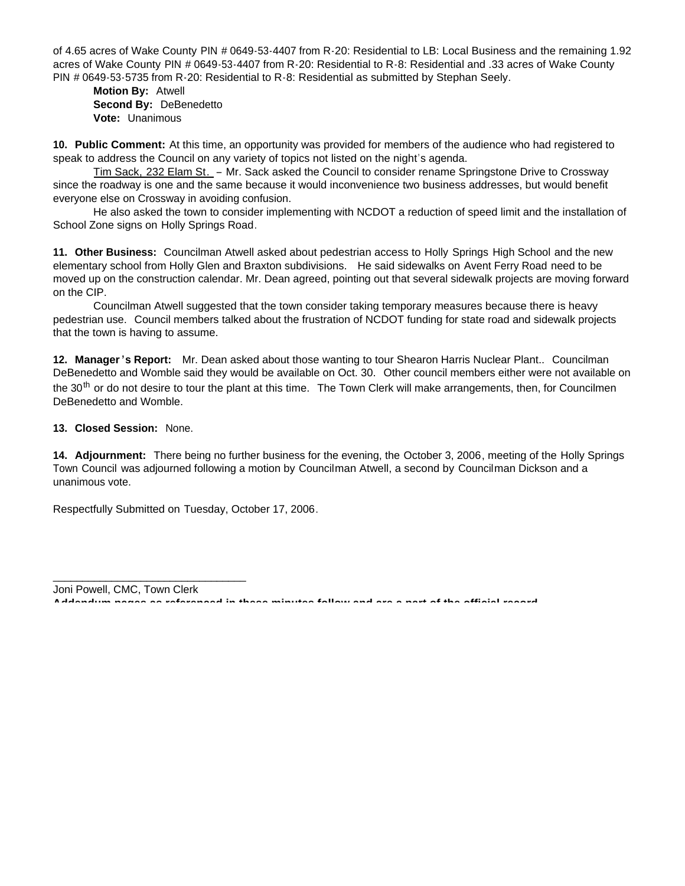of 4.65 acres of Wake County PIN # 0649-53-4407 from R-20: Residential to LB: Local Business and the remaining 1.92 acres of Wake County PIN # 0649-53-4407 from R-20: Residential to R-8: Residential and .33 acres of Wake County PIN # 0649-53-5735 from R-20: Residential to R-8: Residential as submitted by Stephan Seely.

**Motion By:** Atwell
**Second By:** DeBenedetto
**Vote:** Unanimous

**10. Public Comment:** At this time, an opportunity was provided for members of the audience who had registered to speak to address the Council on any variety of topics not listed on the night's agenda.

Tim Sack, 232 Elam St. – Mr. Sack asked the Council to consider rename Springstone Drive to Crossway since the roadway is one and the same because it would inconvenience two business addresses, but would benefit everyone else on Crossway in avoiding confusion.

He also asked the town to consider implementing with NCDOT a reduction of speed limit and the installation of School Zone signs on Holly Springs Road.

**11. Other Business:** Councilman Atwell asked about pedestrian access to Holly Springs High School and the new elementary school from Holly Glen and Braxton subdivisions. He said sidewalks on Avent Ferry Road need to be moved up on the construction calendar. Mr. Dean agreed, pointing out that several sidewalk projects are moving forward on the CIP.

Councilman Atwell suggested that the town consider taking temporary measures because there is heavy pedestrian use. Council members talked about the frustration of NCDOT funding for state road and sidewalk projects that the town is having to assume.

**12. Manager's Report:** Mr. Dean asked about those wanting to tour Shearon Harris Nuclear Plant.. Councilman DeBenedetto and Womble said they would be available on Oct. 30. Other council members either were not available on the 30th or do not desire to tour the plant at this time. The Town Clerk will make arrangements, then, for Councilmen DeBenedetto and Womble.

**13. Closed Session:** None.

**14. Adjournment:** There being no further business for the evening, the October 3, 2006, meeting of the Holly Springs Town Council was adjourned following a motion by Councilman Atwell, a second by Councilman Dickson and a unanimous vote.

Respectfully Submitted on Tuesday, October 17, 2006.

\_\_\_\_\_\_\_\_\_\_\_\_\_\_\_\_\_\_\_\_\_\_\_\_\_\_\_\_\_\_\_\_

Joni Powell, CMC, Town Clerk

**Addendum pages as referenced in these minutes follow and are a part of the official record.**